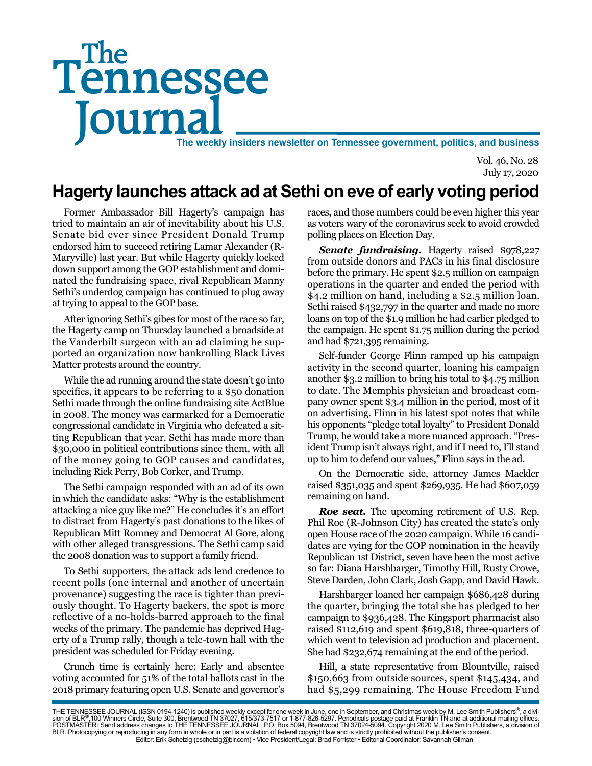# The Tennessee Journal

**The weekly insiders newsletter on Tennessee government, politics, and business**

Vol. 46, No. 28
July 17, 2020

## Hagerty launches attack ad at Sethi on eve of early voting period

Former Ambassador Bill Hagerty's campaign has tried to maintain an air of inevitability about his U.S. Senate bid ever since President Donald Trump endorsed him to succeed retiring Lamar Alexander (R-Maryville) last year. But while Hagerty quickly locked down support among the GOP establishment and dominated the fundraising space, rival Republican Manny Sethi's underdog campaign has continued to plug away at trying to appeal to the GOP base.

After ignoring Sethi's gibes for most of the race so far, the Hagerty camp on Thursday launched a broadside at the Vanderbilt surgeon with an ad claiming he supported an organization now bankrolling Black Lives Matter protests around the country.

While the ad running around the state doesn't go into specifics, it appears to be referring to a $50 donation Sethi made through the online fundraising site ActBlue in 2008. The money was earmarked for a Democratic congressional candidate in Virginia who defeated a sitting Republican that year. Sethi has made more than $30,000 in political contributions since them, with all of the money going to GOP causes and candidates, including Rick Perry, Bob Corker, and Trump.

The Sethi campaign responded with an ad of its own in which the candidate asks: "Why is the establishment attacking a nice guy like me?" He concludes it's an effort to distract from Hagerty's past donations to the likes of Republican Mitt Romney and Democrat Al Gore, along with other alleged transgressions. The Sethi camp said the 2008 donation was to support a family friend.

To Sethi supporters, the attack ads lend credence to recent polls (one internal and another of uncertain provenance) suggesting the race is tighter than previously thought. To Hagerty backers, the spot is more reflective of a no-holds-barred approach to the final weeks of the primary. The pandemic has deprived Hagerty of a Trump rally, though a tele-town hall with the president was scheduled for Friday evening.

Crunch time is certainly here: Early and absentee voting accounted for 51% of the total ballots cast in the 2018 primary featuring open U.S. Senate and governor's races, and those numbers could be even higher this year as voters wary of the coronavirus seek to avoid crowded polling places on Election Day.

***Senate fundraising.*** Hagerty raised $978,227 from outside donors and PACs in his final disclosure before the primary. He spent $2.5 million on campaign operations in the quarter and ended the period with $4.2 million on hand, including a $2.5 million loan. Sethi raised $432,797 in the quarter and made no more loans on top of the $1.9 million he had earlier pledged to the campaign. He spent $1.75 million during the period and had $721,395 remaining.

Self-funder George Flinn ramped up his campaign activity in the second quarter, loaning his campaign another $3.2 million to bring his total to $4.75 million to date. The Memphis physician and broadcast company owner spent $3.4 million in the period, most of it on advertising. Flinn in his latest spot notes that while his opponents "pledge total loyalty" to President Donald Trump, he would take a more nuanced approach. "President Trump isn't always right, and if I need to, I'll stand up to him to defend our values," Flinn says in the ad.

On the Democratic side, attorney James Mackler raised $351,035 and spent $269,935. He had $607,059 remaining on hand.

***Roe seat.*** The upcoming retirement of U.S. Rep. Phil Roe (R-Johnson City) has created the state's only open House race of the 2020 campaign. While 16 candidates are vying for the GOP nomination in the heavily Republican 1st District, seven have been the most active so far: Diana Harshbarger, Timothy Hill, Rusty Crowe, Steve Darden, John Clark, Josh Gapp, and David Hawk.

Harshbarger loaned her campaign $686,428 during the quarter, bringing the total she has pledged to her campaign to $936,428. The Kingsport pharmacist also raised $112,619 and spent $619,818, three-quarters of which went to television ad production and placement. She had $232,674 remaining at the end of the period.

Hill, a state representative from Blountville, raised $150,663 from outside sources, spent $145,434, and had $5,299 remaining. The House Freedom Fund

THE TENNESSEE JOURNAL (ISSN 0194-1240) is published weekly except for one week in June, one in September, and Christmas week by M. Lee Smith Publishers®, a division of BLR®,100 Winners Circle, Suite 300, Brentwood TN 37027, 615/373-7517 or 1-877-826-5297. Periodicals postage paid at Franklin TN and at additional mailing offices. POSTMASTER: Send address changes to THE TENNESSEE JOURNAL, P.O. Box 5094, Brentwood TN 37024-5094. Copyright 2020 M. Lee Smith Publishers, a division of BLR. Photocopying or reproducing in any form in whole or in part is a violation of federal copyright law and is strictly prohibited without the publisher's consent.
Editor: Erik Schelzig (eschelzig@blr.com) • Vice President/Legal: Brad Forrister • Editorial Coordinator: Savannah Gilman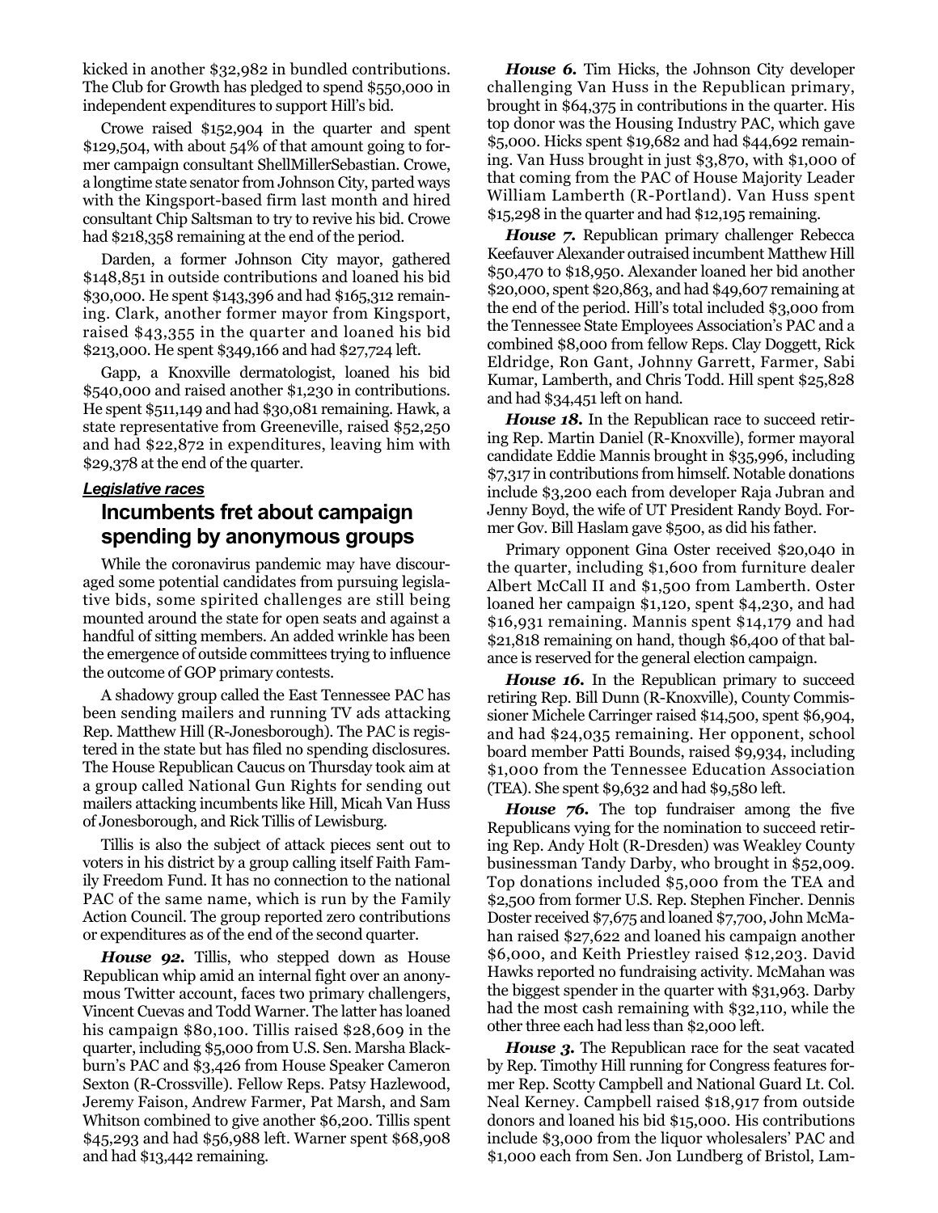kicked in another $32,982 in bundled contributions. The Club for Growth has pledged to spend $550,000 in independent expenditures to support Hill's bid.

Crowe raised $152,904 in the quarter and spent $129,504, with about 54% of that amount going to former campaign consultant ShellMillerSebastian. Crowe, a longtime state senator from Johnson City, parted ways with the Kingsport-based firm last month and hired consultant Chip Saltsman to try to revive his bid. Crowe had $218,358 remaining at the end of the period.

Darden, a former Johnson City mayor, gathered $148,851 in outside contributions and loaned his bid $30,000. He spent $143,396 and had $165,312 remaining. Clark, another former mayor from Kingsport, raised $43,355 in the quarter and loaned his bid $213,000. He spent $349,166 and had $27,724 left.

Gapp, a Knoxville dermatologist, loaned his bid $540,000 and raised another $1,230 in contributions. He spent $511,149 and had $30,081 remaining. Hawk, a state representative from Greeneville, raised $52,250 and had $22,872 in expenditures, leaving him with $29,378 at the end of the quarter.

***Legislative races***

## Incumbents fret about campaign spending by anonymous groups

While the coronavirus pandemic may have discouraged some potential candidates from pursuing legislative bids, some spirited challenges are still being mounted around the state for open seats and against a handful of sitting members. An added wrinkle has been the emergence of outside committees trying to influence the outcome of GOP primary contests.

A shadowy group called the East Tennessee PAC has been sending mailers and running TV ads attacking Rep. Matthew Hill (R-Jonesborough). The PAC is registered in the state but has filed no spending disclosures. The House Republican Caucus on Thursday took aim at a group called National Gun Rights for sending out mailers attacking incumbents like Hill, Micah Van Huss of Jonesborough, and Rick Tillis of Lewisburg.

Tillis is also the subject of attack pieces sent out to voters in his district by a group calling itself Faith Family Freedom Fund. It has no connection to the national PAC of the same name, which is run by the Family Action Council. The group reported zero contributions or expenditures as of the end of the second quarter.

***House 92.*** Tillis, who stepped down as House Republican whip amid an internal fight over an anonymous Twitter account, faces two primary challengers, Vincent Cuevas and Todd Warner. The latter has loaned his campaign $80,100. Tillis raised $28,609 in the quarter, including $5,000 from U.S. Sen. Marsha Blackburn's PAC and $3,426 from House Speaker Cameron Sexton (R-Crossville). Fellow Reps. Patsy Hazlewood, Jeremy Faison, Andrew Farmer, Pat Marsh, and Sam Whitson combined to give another $6,200. Tillis spent $45,293 and had $56,988 left. Warner spent $68,908 and had $13,442 remaining.

***House 6.*** Tim Hicks, the Johnson City developer challenging Van Huss in the Republican primary, brought in $64,375 in contributions in the quarter. His top donor was the Housing Industry PAC, which gave $5,000. Hicks spent $19,682 and had $44,692 remaining. Van Huss brought in just $3,870, with $1,000 of that coming from the PAC of House Majority Leader William Lamberth (R-Portland). Van Huss spent $15,298 in the quarter and had $12,195 remaining.

***House 7.*** Republican primary challenger Rebecca Keefauver Alexander outraised incumbent Matthew Hill $50,470 to $18,950. Alexander loaned her bid another $20,000, spent $20,863, and had $49,607 remaining at the end of the period. Hill's total included $3,000 from the Tennessee State Employees Association's PAC and a combined $8,000 from fellow Reps. Clay Doggett, Rick Eldridge, Ron Gant, Johnny Garrett, Farmer, Sabi Kumar, Lamberth, and Chris Todd. Hill spent $25,828 and had $34,451 left on hand.

***House 18.*** In the Republican race to succeed retiring Rep. Martin Daniel (R-Knoxville), former mayoral candidate Eddie Mannis brought in $35,996, including $7,317 in contributions from himself. Notable donations include $3,200 each from developer Raja Jubran and Jenny Boyd, the wife of UT President Randy Boyd. Former Gov. Bill Haslam gave $500, as did his father.

Primary opponent Gina Oster received $20,040 in the quarter, including $1,600 from furniture dealer Albert McCall II and $1,500 from Lamberth. Oster loaned her campaign $1,120, spent $4,230, and had $16,931 remaining. Mannis spent $14,179 and had $21,818 remaining on hand, though $6,400 of that balance is reserved for the general election campaign.

***House 16.*** In the Republican primary to succeed retiring Rep. Bill Dunn (R-Knoxville), County Commissioner Michele Carringer raised $14,500, spent $6,904, and had $24,035 remaining. Her opponent, school board member Patti Bounds, raised $9,934, including $1,000 from the Tennessee Education Association (TEA). She spent $9,632 and had $9,580 left.

***House 76.*** The top fundraiser among the five Republicans vying for the nomination to succeed retiring Rep. Andy Holt (R-Dresden) was Weakley County businessman Tandy Darby, who brought in $52,009. Top donations included $5,000 from the TEA and $2,500 from former U.S. Rep. Stephen Fincher. Dennis Doster received $7,675 and loaned $7,700, John McMahan raised $27,622 and loaned his campaign another $6,000, and Keith Priestley raised $12,203. David Hawks reported no fundraising activity. McMahan was the biggest spender in the quarter with $31,963. Darby had the most cash remaining with $32,110, while the other three each had less than $2,000 left.

***House 3.*** The Republican race for the seat vacated by Rep. Timothy Hill running for Congress features former Rep. Scotty Campbell and National Guard Lt. Col. Neal Kerney. Campbell raised $18,917 from outside donors and loaned his bid $15,000. His contributions include $3,000 from the liquor wholesalers' PAC and $1,000 each from Sen. Jon Lundberg of Bristol, Lam-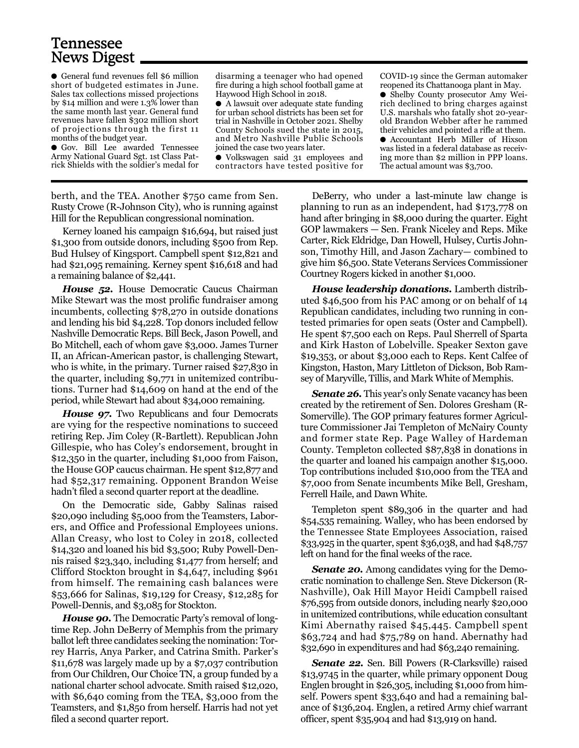## Tennessee News Digest

- General fund revenues fell $6 million short of budgeted estimates in June. Sales tax collections missed projections by $14 million and were 1.3% lower than the same month last year. General fund revenues have fallen $302 million short of projections through the first 11 months of the budget year.
- Gov. Bill Lee awarded Tennessee Army National Guard Sgt. 1st Class Patrick Shields with the soldier's medal for disarming a teenager who had opened fire during a high school football game at Haywood High School in 2018.
- A lawsuit over adequate state funding for urban school districts has been set for trial in Nashville in October 2021. Shelby County Schools sued the state in 2015, and Metro Nashville Public Schools joined the case two years later.
- Volkswagen said 31 employees and contractors have tested positive for COVID-19 since the German automaker reopened its Chattanooga plant in May.
- Shelby County prosecutor Amy Weirich declined to bring charges against U.S. marshals who fatally shot 20-year-old Brandon Webber after he rammed their vehicles and pointed a rifle at them.
- Accountant Herb Miller of Hixson was listed in a federal database as receiving more than $2 million in PPP loans. The actual amount was $3,700.

berth, and the TEA. Another $750 came from Sen. Rusty Crowe (R-Johnson City), who is running against Hill for the Republican congressional nomination.

Kerney loaned his campaign $16,694, but raised just $1,300 from outside donors, including $500 from Rep. Bud Hulsey of Kingsport. Campbell spent $12,821 and had $21,095 remaining. Kerney spent $16,618 and had a remaining balance of $2,441.

***House 52.*** House Democratic Caucus Chairman Mike Stewart was the most prolific fundraiser among incumbents, collecting $78,270 in outside donations and lending his bid $4,228. Top donors included fellow Nashville Democratic Reps. Bill Beck, Jason Powell, and Bo Mitchell, each of whom gave $3,000. James Turner II, an African-American pastor, is challenging Stewart, who is white, in the primary. Turner raised $27,830 in the quarter, including $9,771 in unitemized contributions. Turner had $14,609 on hand at the end of the period, while Stewart had about $34,000 remaining.

***House 97.*** Two Republicans and four Democrats are vying for the respective nominations to succeed retiring Rep. Jim Coley (R-Bartlett). Republican John Gillespie, who has Coley's endorsement, brought in $12,350 in the quarter, including $1,000 from Faison, the House GOP caucus chairman. He spent $12,877 and had $52,317 remaining. Opponent Brandon Weise hadn't filed a second quarter report at the deadline.

On the Democratic side, Gabby Salinas raised $20,090 including $5,000 from the Teamsters, Laborers, and Office and Professional Employees unions. Allan Creasy, who lost to Coley in 2018, collected $14,320 and loaned his bid $3,500; Ruby Powell-Dennis raised $23,340, including $1,477 from herself; and Clifford Stockton brought in $4,647, including $961 from himself. The remaining cash balances were $53,666 for Salinas, $19,129 for Creasy, $12,285 for Powell-Dennis, and $3,085 for Stockton.

***House 90.*** The Democratic Party's removal of longtime Rep. John DeBerry of Memphis from the primary ballot left three candidates seeking the nomination: Torrey Harris, Anya Parker, and Catrina Smith. Parker's $11,678 was largely made up by a $7,037 contribution from Our Children, Our Choice TN, a group funded by a national charter school advocate. Smith raised $12,020, with $6,640 coming from the TEA, $3,000 from the Teamsters, and $1,850 from herself. Harris had not yet filed a second quarter report.

DeBerry, who under a last-minute law change is planning to run as an independent, had $173,778 on hand after bringing in $8,000 during the quarter. Eight GOP lawmakers — Sen. Frank Niceley and Reps. Mike Carter, Rick Eldridge, Dan Howell, Hulsey, Curtis Johnson, Timothy Hill, and Jason Zachary— combined to give him $6,500. State Veterans Services Commissioner Courtney Rogers kicked in another $1,000.

***House leadership donations.*** Lamberth distributed $46,500 from his PAC among or on behalf of 14 Republican candidates, including two running in contested primaries for open seats (Oster and Campbell). He spent $7,500 each on Reps. Paul Sherrell of Sparta and Kirk Haston of Lobelville. Speaker Sexton gave $19,353, or about $3,000 each to Reps. Kent Calfee of Kingston, Haston, Mary Littleton of Dickson, Bob Ramsey of Maryville, Tillis, and Mark White of Memphis.

***Senate 26.*** This year's only Senate vacancy has been created by the retirement of Sen. Dolores Gresham (R-Somerville). The GOP primary features former Agriculture Commissioner Jai Templeton of McNairy County and former state Rep. Page Walley of Hardeman County. Templeton collected $87,838 in donations in the quarter and loaned his campaign another $15,000. Top contributions included $10,000 from the TEA and $7,000 from Senate incumbents Mike Bell, Gresham, Ferrell Haile, and Dawn White.

Templeton spent $89,306 in the quarter and had $54,535 remaining. Walley, who has been endorsed by the Tennessee State Employees Association, raised $33,925 in the quarter, spent $36,038, and had $48,757 left on hand for the final weeks of the race.

***Senate 20.*** Among candidates vying for the Democratic nomination to challenge Sen. Steve Dickerson (R-Nashville), Oak Hill Mayor Heidi Campbell raised $76,595 from outside donors, including nearly $20,000 in unitemized contributions, while education consultant Kimi Abernathy raised $45,445. Campbell spent $63,724 and had $75,789 on hand. Abernathy had $32,690 in expenditures and had $63,240 remaining.

***Senate 22.*** Sen. Bill Powers (R-Clarksville) raised $13,9745 in the quarter, while primary opponent Doug Englen brought in $26,305, including $1,000 from himself. Powers spent $33,640 and had a remaining balance of $136,204. Englen, a retired Army chief warrant officer, spent $35,904 and had $13,919 on hand.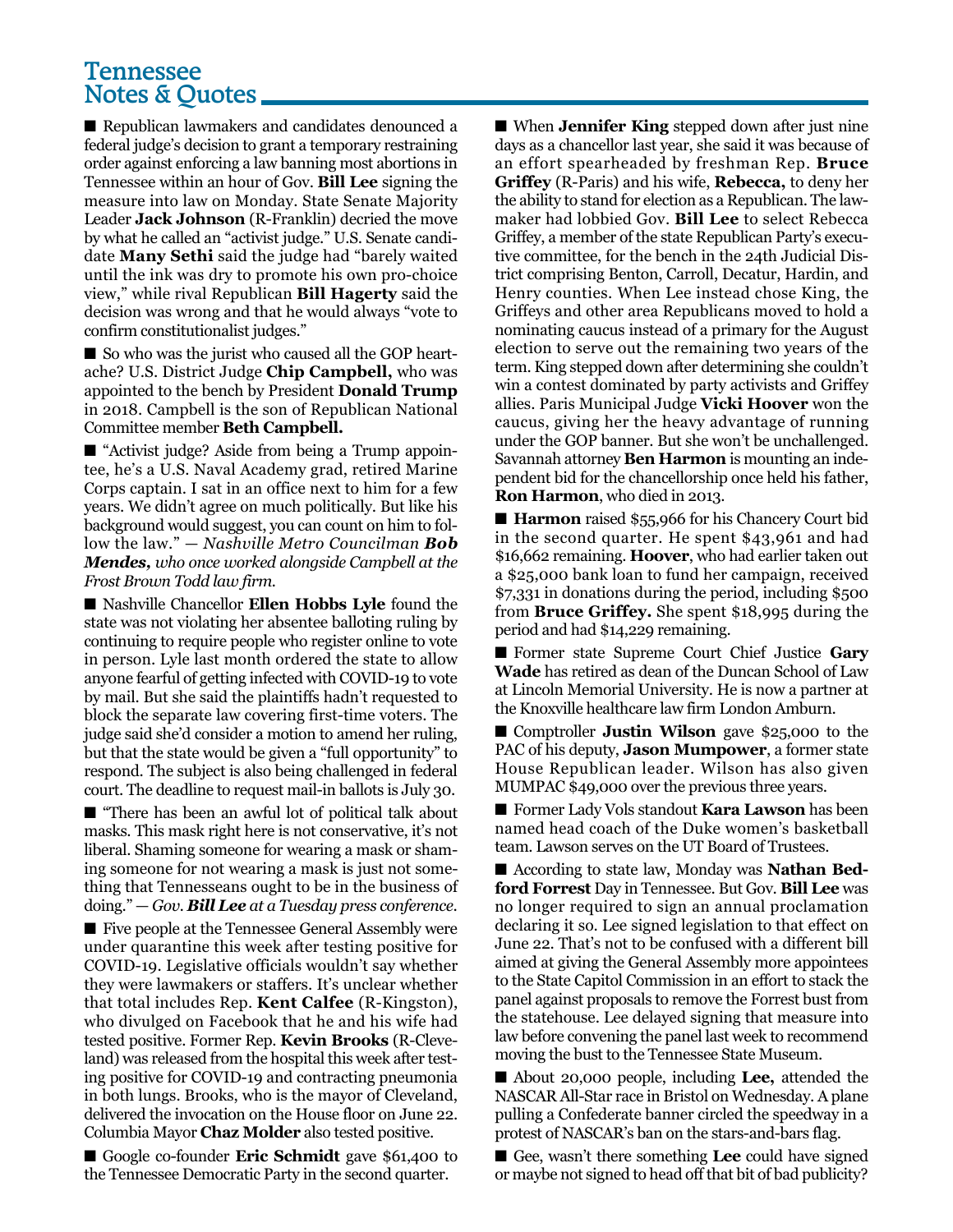# Tennessee Notes & Quotes

■ Republican lawmakers and candidates denounced a federal judge's decision to grant a temporary restraining order against enforcing a law banning most abortions in Tennessee within an hour of Gov. **Bill Lee** signing the measure into law on Monday. State Senate Majority Leader **Jack Johnson** (R-Franklin) decried the move by what he called an "activist judge." U.S. Senate candidate **Many Sethi** said the judge had "barely waited until the ink was dry to promote his own pro-choice view," while rival Republican **Bill Hagerty** said the decision was wrong and that he would always "vote to confirm constitutionalist judges."

■ So who was the jurist who caused all the GOP heartache? U.S. District Judge **Chip Campbell,** who was appointed to the bench by President **Donald Trump** in 2018. Campbell is the son of Republican National Committee member **Beth Campbell.**

■ "Activist judge? Aside from being a Trump appointee, he's a U.S. Naval Academy grad, retired Marine Corps captain. I sat in an office next to him for a few years. We didn't agree on much politically. But like his background would suggest, you can count on him to follow the law." — *Nashville Metro Councilman **Bob Mendes,** who once worked alongside Campbell at the Frost Brown Todd law firm.*

■ Nashville Chancellor **Ellen Hobbs Lyle** found the state was not violating her absentee balloting ruling by continuing to require people who register online to vote in person. Lyle last month ordered the state to allow anyone fearful of getting infected with COVID-19 to vote by mail. But she said the plaintiffs hadn't requested to block the separate law covering first-time voters. The judge said she'd consider a motion to amend her ruling, but that the state would be given a "full opportunity" to respond. The subject is also being challenged in federal court. The deadline to request mail-in ballots is July 30.

■ "There has been an awful lot of political talk about masks. This mask right here is not conservative, it's not liberal. Shaming someone for wearing a mask or shaming someone for not wearing a mask is just not something that Tennesseans ought to be in the business of doing." — *Gov. **Bill Lee** at a Tuesday press conference.*

■ Five people at the Tennessee General Assembly were under quarantine this week after testing positive for COVID-19. Legislative officials wouldn't say whether they were lawmakers or staffers. It's unclear whether that total includes Rep. **Kent Calfee** (R-Kingston), who divulged on Facebook that he and his wife had tested positive. Former Rep. **Kevin Brooks** (R-Cleveland) was released from the hospital this week after testing positive for COVID-19 and contracting pneumonia in both lungs. Brooks, who is the mayor of Cleveland, delivered the invocation on the House floor on June 22. Columbia Mayor **Chaz Molder** also tested positive.

■ Google co-founder **Eric Schmidt** gave $61,400 to the Tennessee Democratic Party in the second quarter.

■ When **Jennifer King** stepped down after just nine days as a chancellor last year, she said it was because of an effort spearheaded by freshman Rep. **Bruce Griffey** (R-Paris) and his wife, **Rebecca,** to deny her the ability to stand for election as a Republican. The lawmaker had lobbied Gov. **Bill Lee** to select Rebecca Griffey, a member of the state Republican Party's executive committee, for the bench in the 24th Judicial District comprising Benton, Carroll, Decatur, Hardin, and Henry counties. When Lee instead chose King, the Griffeys and other area Republicans moved to hold a nominating caucus instead of a primary for the August election to serve out the remaining two years of the term. King stepped down after determining she couldn't win a contest dominated by party activists and Griffey allies. Paris Municipal Judge **Vicki Hoover** won the caucus, giving her the heavy advantage of running under the GOP banner. But she won't be unchallenged. Savannah attorney **Ben Harmon** is mounting an independent bid for the chancellorship once held his father, **Ron Harmon**, who died in 2013.

■ **Harmon** raised $55,966 for his Chancery Court bid in the second quarter. He spent $43,961 and had $16,662 remaining. **Hoover**, who had earlier taken out a $25,000 bank loan to fund her campaign, received $7,331 in donations during the period, including $500 from **Bruce Griffey.** She spent $18,995 during the period and had $14,229 remaining.

■ Former state Supreme Court Chief Justice **Gary Wade** has retired as dean of the Duncan School of Law at Lincoln Memorial University. He is now a partner at the Knoxville healthcare law firm London Amburn.

■ Comptroller **Justin Wilson** gave $25,000 to the PAC of his deputy, **Jason Mumpower**, a former state House Republican leader. Wilson has also given MUMPAC $49,000 over the previous three years.

■ Former Lady Vols standout **Kara Lawson** has been named head coach of the Duke women's basketball team. Lawson serves on the UT Board of Trustees.

■ According to state law, Monday was **Nathan Bedford Forrest** Day in Tennessee. But Gov. **Bill Lee** was no longer required to sign an annual proclamation declaring it so. Lee signed legislation to that effect on June 22. That's not to be confused with a different bill aimed at giving the General Assembly more appointees to the State Capitol Commission in an effort to stack the panel against proposals to remove the Forrest bust from the statehouse. Lee delayed signing that measure into law before convening the panel last week to recommend moving the bust to the Tennessee State Museum.

■ About 20,000 people, including **Lee,** attended the NASCAR All-Star race in Bristol on Wednesday. A plane pulling a Confederate banner circled the speedway in a protest of NASCAR's ban on the stars-and-bars flag.

■ Gee, wasn't there something **Lee** could have signed or maybe not signed to head off that bit of bad publicity?